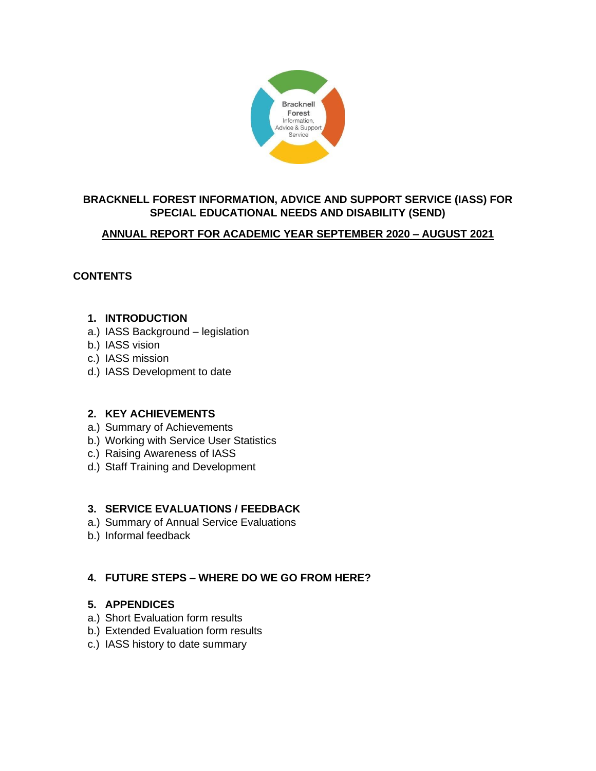# BRACKNELL FOREST INFORMATION, ADVICE AND SUPPORT SERVICE (IASS) FOR SPECIAL EDUCATIONAL NEEDS AND DISABILITY (SEND)

## ANNUAL REPORT FOR ACADEMIC YEAR SEPTEMBER 2020 – AUGUST 2021

**CONTENTS**

**1. INTRODUCTION**

a.) IASS Background – legislation
b.) IASS vision
c.) IASS mission
d.) IASS Development to date

**2. KEY ACHIEVEMENTS**

a.) Summary of Achievements
b.) Working with Service User Statistics
c.) Raising Awareness of IASS
d.) Staff Training and Development

**3. SERVICE EVALUATIONS / FEEDBACK**

a.) Summary of Annual Service Evaluations
b.) Informal feedback

**4. FUTURE STEPS – WHERE DO WE GO FROM HERE?**

**5. APPENDICES**

a.) Short Evaluation form results
b.) Extended Evaluation form results
c.) IASS history to date summary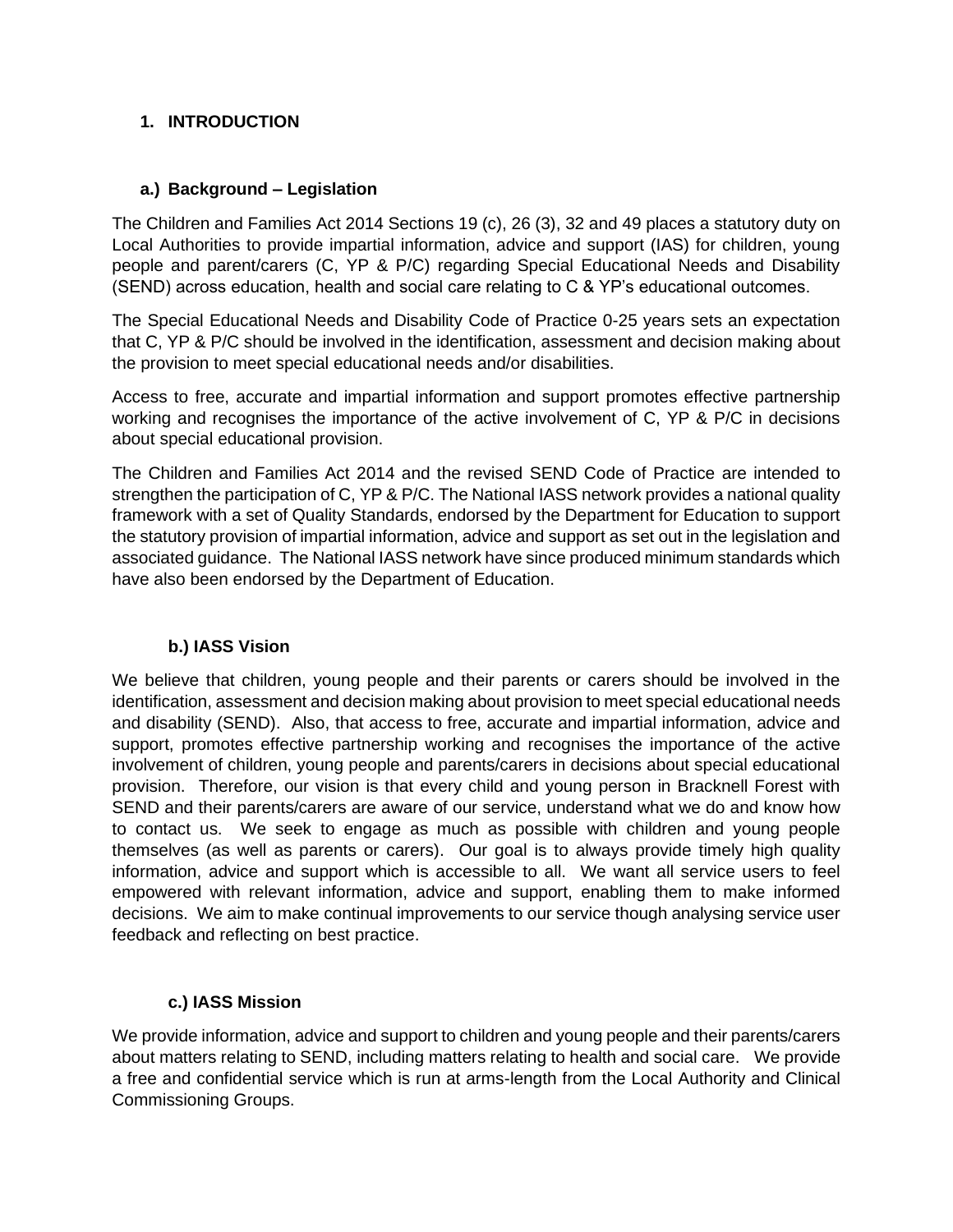## 1. INTRODUCTION

### a.) Background – Legislation

The Children and Families Act 2014 Sections 19 (c), 26 (3), 32 and 49 places a statutory duty on Local Authorities to provide impartial information, advice and support (IAS) for children, young people and parent/carers (C, YP & P/C) regarding Special Educational Needs and Disability (SEND) across education, health and social care relating to C & YP's educational outcomes.

The Special Educational Needs and Disability Code of Practice 0-25 years sets an expectation that C, YP & P/C should be involved in the identification, assessment and decision making about the provision to meet special educational needs and/or disabilities.

Access to free, accurate and impartial information and support promotes effective partnership working and recognises the importance of the active involvement of C, YP & P/C in decisions about special educational provision.

The Children and Families Act 2014 and the revised SEND Code of Practice are intended to strengthen the participation of C, YP & P/C. The National IASS network provides a national quality framework with a set of Quality Standards, endorsed by the Department for Education to support the statutory provision of impartial information, advice and support as set out in the legislation and associated guidance. The National IASS network have since produced minimum standards which have also been endorsed by the Department of Education.

### b.) IASS Vision

We believe that children, young people and their parents or carers should be involved in the identification, assessment and decision making about provision to meet special educational needs and disability (SEND). Also, that access to free, accurate and impartial information, advice and support, promotes effective partnership working and recognises the importance of the active involvement of children, young people and parents/carers in decisions about special educational provision. Therefore, our vision is that every child and young person in Bracknell Forest with SEND and their parents/carers are aware of our service, understand what we do and know how to contact us. We seek to engage as much as possible with children and young people themselves (as well as parents or carers). Our goal is to always provide timely high quality information, advice and support which is accessible to all. We want all service users to feel empowered with relevant information, advice and support, enabling them to make informed decisions. We aim to make continual improvements to our service though analysing service user feedback and reflecting on best practice.

### c.) IASS Mission

We provide information, advice and support to children and young people and their parents/carers about matters relating to SEND, including matters relating to health and social care. We provide a free and confidential service which is run at arms-length from the Local Authority and Clinical Commissioning Groups.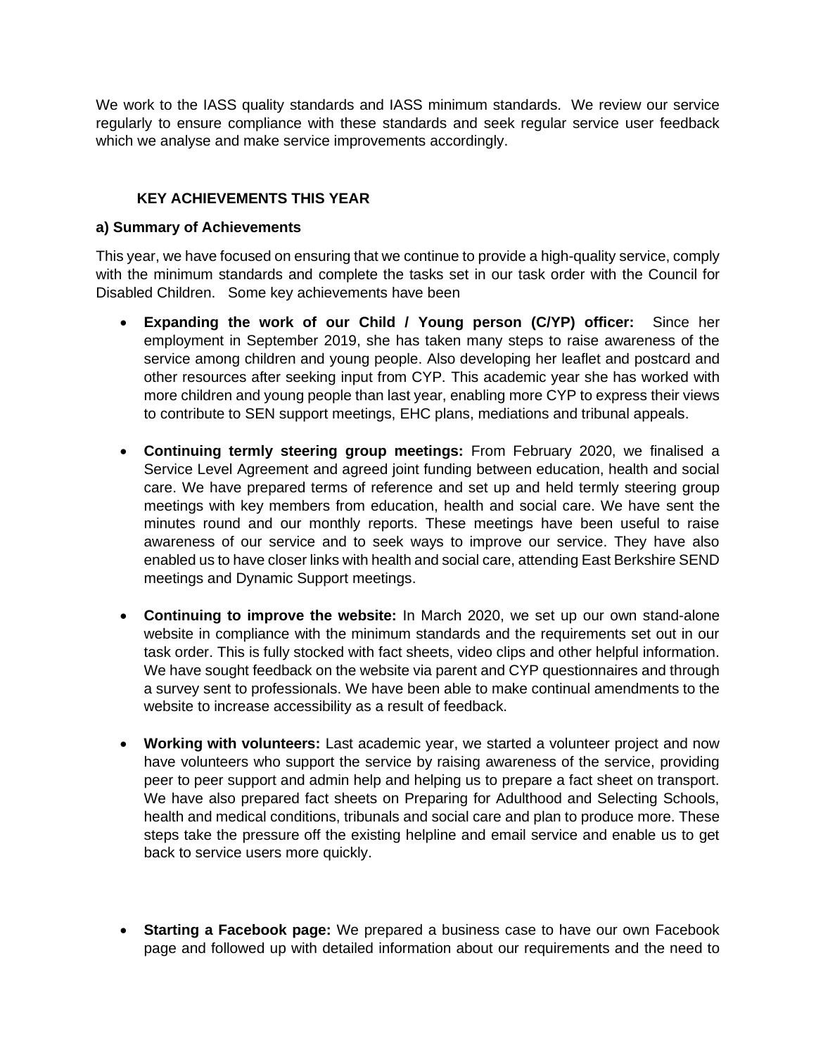We work to the IASS quality standards and IASS minimum standards. We review our service regularly to ensure compliance with these standards and seek regular service user feedback which we analyse and make service improvements accordingly.

## KEY ACHIEVEMENTS THIS YEAR

### a) Summary of Achievements

This year, we have focused on ensuring that we continue to provide a high-quality service, comply with the minimum standards and complete the tasks set in our task order with the Council for Disabled Children. Some key achievements have been

- **Expanding the work of our Child / Young person (C/YP) officer:** Since her employment in September 2019, she has taken many steps to raise awareness of the service among children and young people. Also developing her leaflet and postcard and other resources after seeking input from CYP. This academic year she has worked with more children and young people than last year, enabling more CYP to express their views to contribute to SEN support meetings, EHC plans, mediations and tribunal appeals.

- **Continuing termly steering group meetings:** From February 2020, we finalised a Service Level Agreement and agreed joint funding between education, health and social care. We have prepared terms of reference and set up and held termly steering group meetings with key members from education, health and social care. We have sent the minutes round and our monthly reports. These meetings have been useful to raise awareness of our service and to seek ways to improve our service. They have also enabled us to have closer links with health and social care, attending East Berkshire SEND meetings and Dynamic Support meetings.

- **Continuing to improve the website:** In March 2020, we set up our own stand-alone website in compliance with the minimum standards and the requirements set out in our task order. This is fully stocked with fact sheets, video clips and other helpful information. We have sought feedback on the website via parent and CYP questionnaires and through a survey sent to professionals. We have been able to make continual amendments to the website to increase accessibility as a result of feedback.

- **Working with volunteers:** Last academic year, we started a volunteer project and now have volunteers who support the service by raising awareness of the service, providing peer to peer support and admin help and helping us to prepare a fact sheet on transport. We have also prepared fact sheets on Preparing for Adulthood and Selecting Schools, health and medical conditions, tribunals and social care and plan to produce more. These steps take the pressure off the existing helpline and email service and enable us to get back to service users more quickly.

- **Starting a Facebook page:** We prepared a business case to have our own Facebook page and followed up with detailed information about our requirements and the need to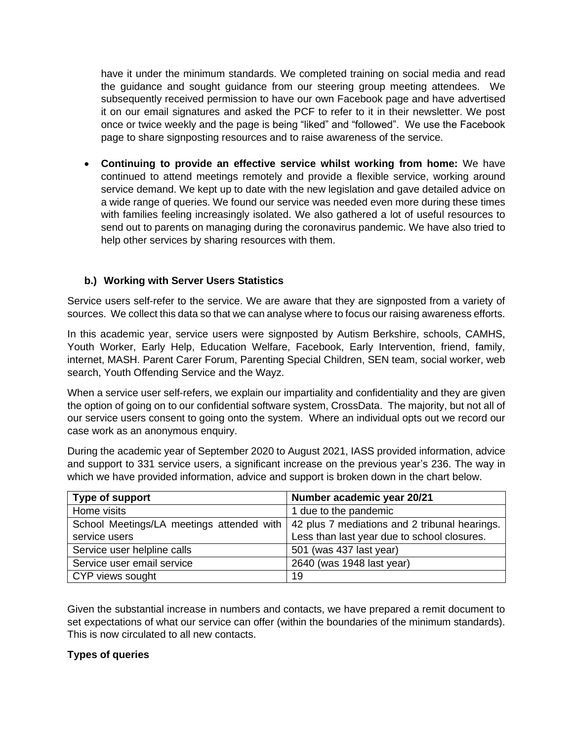have it under the minimum standards. We completed training on social media and read the guidance and sought guidance from our steering group meeting attendees. We subsequently received permission to have our own Facebook page and have advertised it on our email signatures and asked the PCF to refer to it in their newsletter. We post once or twice weekly and the page is being "liked" and "followed". We use the Facebook page to share signposting resources and to raise awareness of the service.

- **Continuing to provide an effective service whilst working from home:** We have continued to attend meetings remotely and provide a flexible service, working around service demand. We kept up to date with the new legislation and gave detailed advice on a wide range of queries. We found our service was needed even more during these times with families feeling increasingly isolated. We also gathered a lot of useful resources to send out to parents on managing during the coronavirus pandemic. We have also tried to help other services by sharing resources with them.

### b.) Working with Server Users Statistics

Service users self-refer to the service. We are aware that they are signposted from a variety of sources. We collect this data so that we can analyse where to focus our raising awareness efforts.

In this academic year, service users were signposted by Autism Berkshire, schools, CAMHS, Youth Worker, Early Help, Education Welfare, Facebook, Early Intervention, friend, family, internet, MASH. Parent Carer Forum, Parenting Special Children, SEN team, social worker, web search, Youth Offending Service and the Wayz.

When a service user self-refers, we explain our impartiality and confidentiality and they are given the option of going on to our confidential software system, CrossData. The majority, but not all of our service users consent to going onto the system. Where an individual opts out we record our case work as an anonymous enquiry.

During the academic year of September 2020 to August 2021, IASS provided information, advice and support to 331 service users, a significant increase on the previous year's 236. The way in which we have provided information, advice and support is broken down in the chart below.

| Type of support | Number academic year 20/21 |
|---|---|
| Home visits | 1 due to the pandemic |
| School Meetings/LA meetings attended with service users | 42 plus 7 mediations and 2 tribunal hearings. Less than last year due to school closures. |
| Service user helpline calls | 501 (was 437 last year) |
| Service user email service | 2640 (was 1948 last year) |
| CYP views sought | 19 |

Given the substantial increase in numbers and contacts, we have prepared a remit document to set expectations of what our service can offer (within the boundaries of the minimum standards). This is now circulated to all new contacts.

**Types of queries**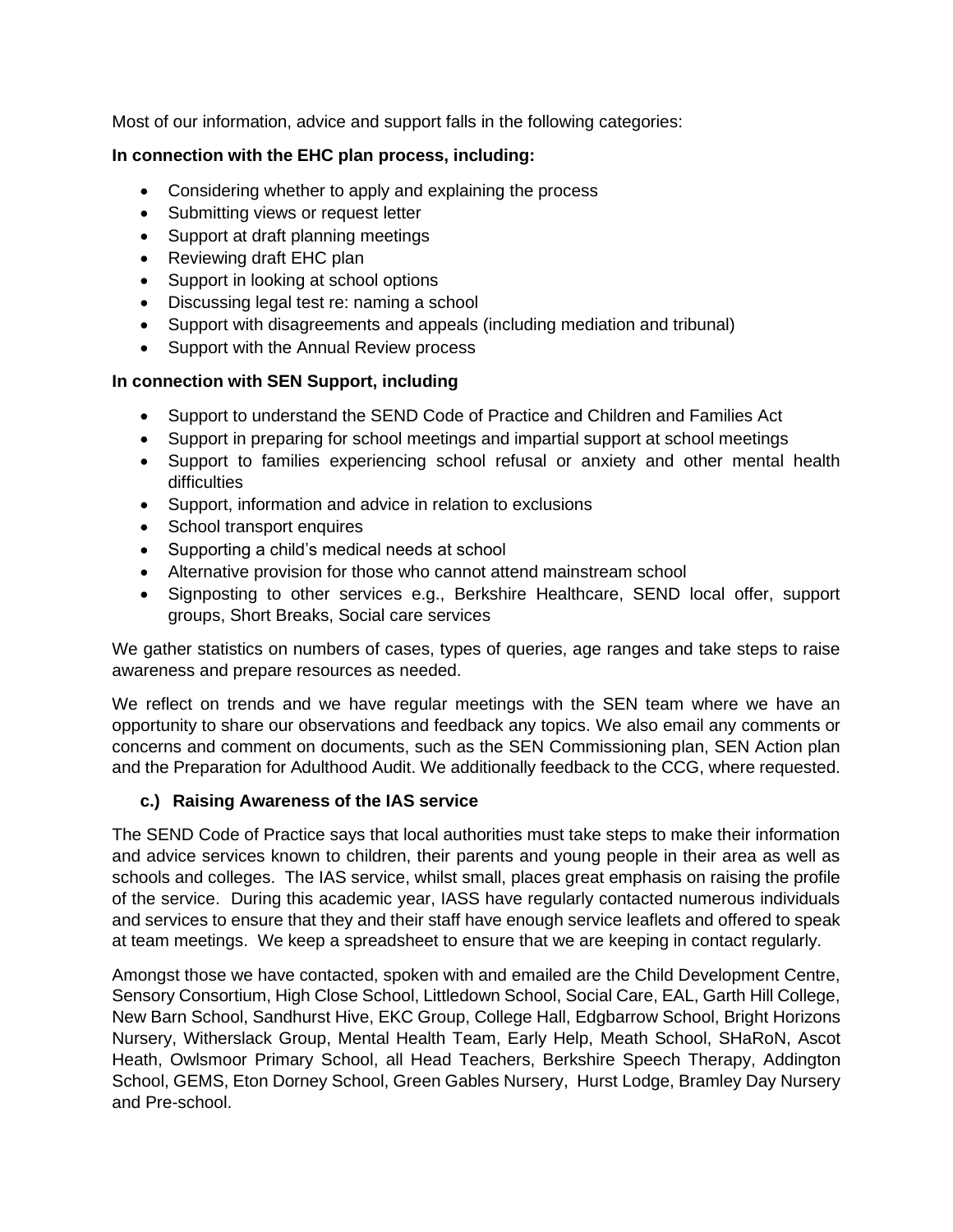Most of our information, advice and support falls in the following categories:

**In connection with the EHC plan process, including:**

- Considering whether to apply and explaining the process
- Submitting views or request letter
- Support at draft planning meetings
- Reviewing draft EHC plan
- Support in looking at school options
- Discussing legal test re: naming a school
- Support with disagreements and appeals (including mediation and tribunal)
- Support with the Annual Review process

**In connection with SEN Support, including**

- Support to understand the SEND Code of Practice and Children and Families Act
- Support in preparing for school meetings and impartial support at school meetings
- Support to families experiencing school refusal or anxiety and other mental health difficulties
- Support, information and advice in relation to exclusions
- School transport enquires
- Supporting a child's medical needs at school
- Alternative provision for those who cannot attend mainstream school
- Signposting to other services e.g., Berkshire Healthcare, SEND local offer, support groups, Short Breaks, Social care services

We gather statistics on numbers of cases, types of queries, age ranges and take steps to raise awareness and prepare resources as needed.

We reflect on trends and we have regular meetings with the SEN team where we have an opportunity to share our observations and feedback any topics. We also email any comments or concerns and comment on documents, such as the SEN Commissioning plan, SEN Action plan and the Preparation for Adulthood Audit. We additionally feedback to the CCG, where requested.

### c.) Raising Awareness of the IAS service

The SEND Code of Practice says that local authorities must take steps to make their information and advice services known to children, their parents and young people in their area as well as schools and colleges. The IAS service, whilst small, places great emphasis on raising the profile of the service. During this academic year, IASS have regularly contacted numerous individuals and services to ensure that they and their staff have enough service leaflets and offered to speak at team meetings. We keep a spreadsheet to ensure that we are keeping in contact regularly.

Amongst those we have contacted, spoken with and emailed are the Child Development Centre, Sensory Consortium, High Close School, Littledown School, Social Care, EAL, Garth Hill College, New Barn School, Sandhurst Hive, EKC Group, College Hall, Edgbarrow School, Bright Horizons Nursery, Witherslack Group, Mental Health Team, Early Help, Meath School, SHaRoN, Ascot Heath, Owlsmoor Primary School, all Head Teachers, Berkshire Speech Therapy, Addington School, GEMS, Eton Dorney School, Green Gables Nursery, Hurst Lodge, Bramley Day Nursery and Pre-school.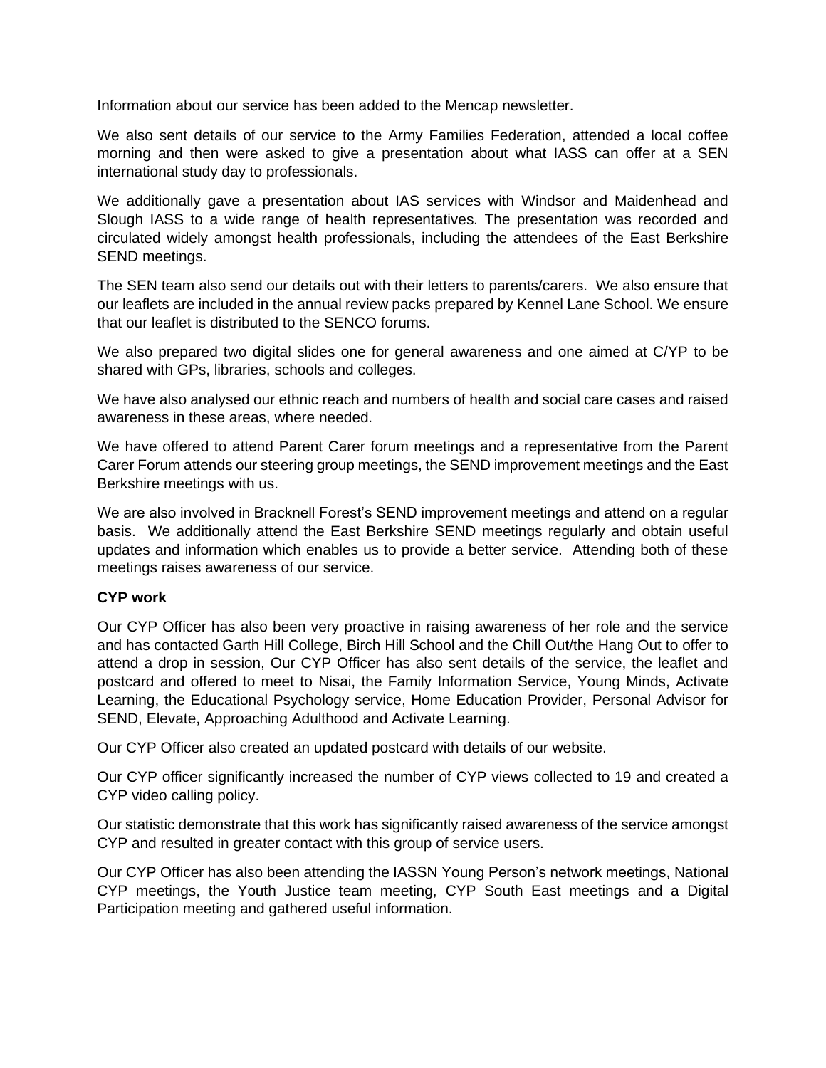Information about our service has been added to the Mencap newsletter.

We also sent details of our service to the Army Families Federation, attended a local coffee morning and then were asked to give a presentation about what IASS can offer at a SEN international study day to professionals.

We additionally gave a presentation about IAS services with Windsor and Maidenhead and Slough IASS to a wide range of health representatives. The presentation was recorded and circulated widely amongst health professionals, including the attendees of the East Berkshire SEND meetings.

The SEN team also send our details out with their letters to parents/carers. We also ensure that our leaflets are included in the annual review packs prepared by Kennel Lane School. We ensure that our leaflet is distributed to the SENCO forums.

We also prepared two digital slides one for general awareness and one aimed at C/YP to be shared with GPs, libraries, schools and colleges.

We have also analysed our ethnic reach and numbers of health and social care cases and raised awareness in these areas, where needed.

We have offered to attend Parent Carer forum meetings and a representative from the Parent Carer Forum attends our steering group meetings, the SEND improvement meetings and the East Berkshire meetings with us.

We are also involved in Bracknell Forest's SEND improvement meetings and attend on a regular basis. We additionally attend the East Berkshire SEND meetings regularly and obtain useful updates and information which enables us to provide a better service. Attending both of these meetings raises awareness of our service.

**CYP work**

Our CYP Officer has also been very proactive in raising awareness of her role and the service and has contacted Garth Hill College, Birch Hill School and the Chill Out/the Hang Out to offer to attend a drop in session, Our CYP Officer has also sent details of the service, the leaflet and postcard and offered to meet to Nisai, the Family Information Service, Young Minds, Activate Learning, the Educational Psychology service, Home Education Provider, Personal Advisor for SEND, Elevate, Approaching Adulthood and Activate Learning.

Our CYP Officer also created an updated postcard with details of our website.

Our CYP officer significantly increased the number of CYP views collected to 19 and created a CYP video calling policy.

Our statistic demonstrate that this work has significantly raised awareness of the service amongst CYP and resulted in greater contact with this group of service users.

Our CYP Officer has also been attending the IASSN Young Person's network meetings, National CYP meetings, the Youth Justice team meeting, CYP South East meetings and a Digital Participation meeting and gathered useful information.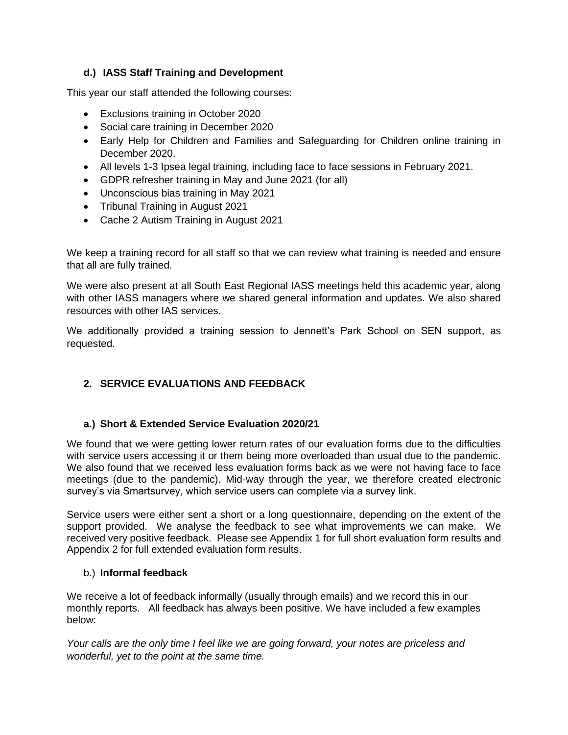### d.) IASS Staff Training and Development

This year our staff attended the following courses:

- Exclusions training in October 2020
- Social care training in December 2020
- Early Help for Children and Families and Safeguarding for Children online training in December 2020.
- All levels 1-3 Ipsea legal training, including face to face sessions in February 2021.
- GDPR refresher training in May and June 2021 (for all)
- Unconscious bias training in May 2021
- Tribunal Training in August 2021
- Cache 2 Autism Training in August 2021

We keep a training record for all staff so that we can review what training is needed and ensure that all are fully trained.

We were also present at all South East Regional IASS meetings held this academic year, along with other IASS managers where we shared general information and updates. We also shared resources with other IAS services.

We additionally provided a training session to Jennett's Park School on SEN support, as requested.

## 2. SERVICE EVALUATIONS AND FEEDBACK

### a.) Short & Extended Service Evaluation 2020/21

We found that we were getting lower return rates of our evaluation forms due to the difficulties with service users accessing it or them being more overloaded than usual due to the pandemic. We also found that we received less evaluation forms back as we were not having face to face meetings (due to the pandemic). Mid-way through the year, we therefore created electronic survey's via Smartsurvey, which service users can complete via a survey link.

Service users were either sent a short or a long questionnaire, depending on the extent of the support provided. We analyse the feedback to see what improvements we can make. We received very positive feedback. Please see Appendix 1 for full short evaluation form results and Appendix 2 for full extended evaluation form results.

### b.) Informal feedback

We receive a lot of feedback informally (usually through emails) and we record this in our monthly reports. All feedback has always been positive. We have included a few examples below:

*Your calls are the only time I feel like we are going forward, your notes are priceless and wonderful, yet to the point at the same time.*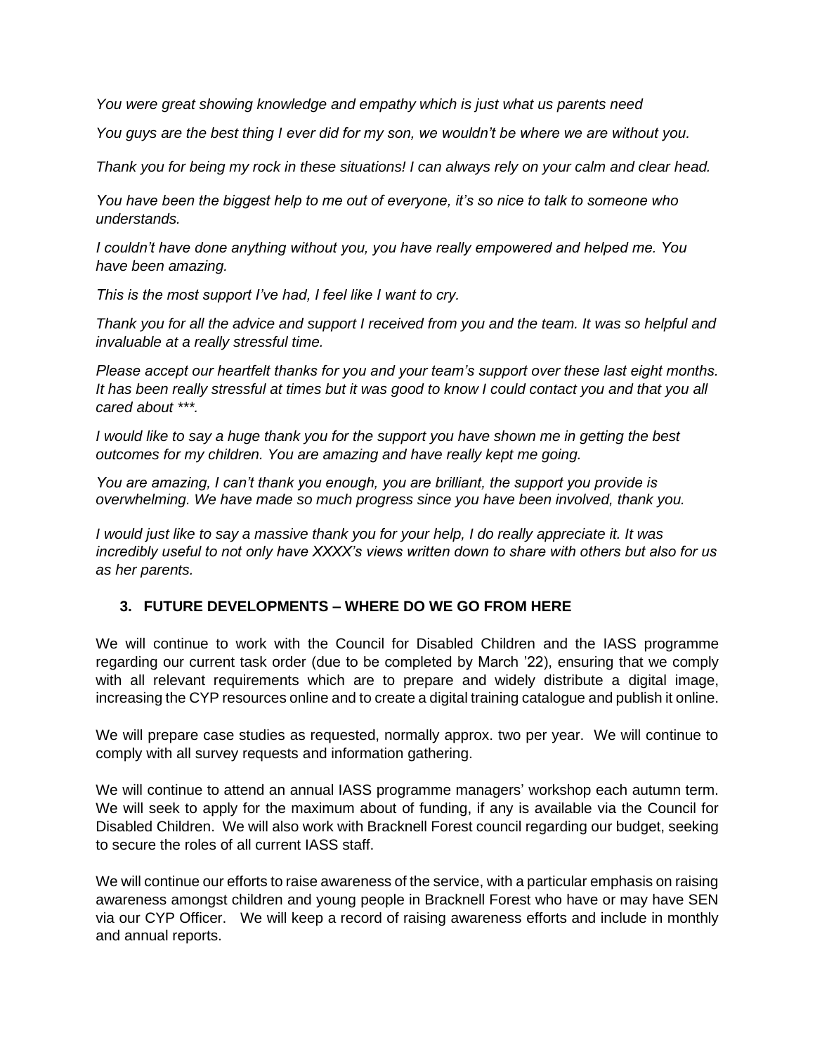*You were great showing knowledge and empathy which is just what us parents need*

*You guys are the best thing I ever did for my son, we wouldn't be where we are without you.*

*Thank you for being my rock in these situations! I can always rely on your calm and clear head.*

*You have been the biggest help to me out of everyone, it's so nice to talk to someone who understands.*

*I couldn't have done anything without you, you have really empowered and helped me. You have been amazing.*

*This is the most support I've had, I feel like I want to cry.*

*Thank you for all the advice and support I received from you and the team. It was so helpful and invaluable at a really stressful time.*

*Please accept our heartfelt thanks for you and your team's support over these last eight months. It has been really stressful at times but it was good to know I could contact you and that you all cared about \*\*\*.*

*I would like to say a huge thank you for the support you have shown me in getting the best outcomes for my children. You are amazing and have really kept me going.*

*You are amazing, I can't thank you enough, you are brilliant, the support you provide is overwhelming. We have made so much progress since you have been involved, thank you.*

*I would just like to say a massive thank you for your help, I do really appreciate it. It was incredibly useful to not only have XXXX's views written down to share with others but also for us as her parents.*

## 3. FUTURE DEVELOPMENTS – WHERE DO WE GO FROM HERE

We will continue to work with the Council for Disabled Children and the IASS programme regarding our current task order (due to be completed by March '22), ensuring that we comply with all relevant requirements which are to prepare and widely distribute a digital image, increasing the CYP resources online and to create a digital training catalogue and publish it online.

We will prepare case studies as requested, normally approx. two per year. We will continue to comply with all survey requests and information gathering.

We will continue to attend an annual IASS programme managers' workshop each autumn term. We will seek to apply for the maximum about of funding, if any is available via the Council for Disabled Children. We will also work with Bracknell Forest council regarding our budget, seeking to secure the roles of all current IASS staff.

We will continue our efforts to raise awareness of the service, with a particular emphasis on raising awareness amongst children and young people in Bracknell Forest who have or may have SEN via our CYP Officer. We will keep a record of raising awareness efforts and include in monthly and annual reports.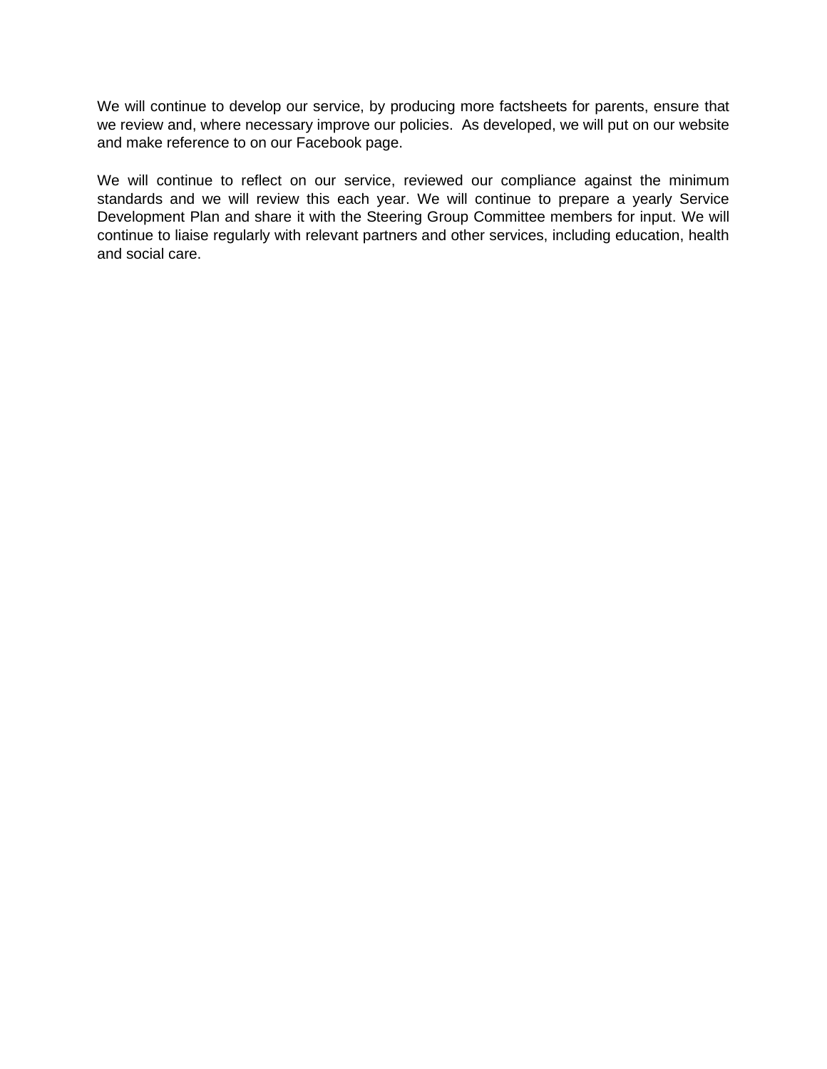We will continue to develop our service, by producing more factsheets for parents, ensure that we review and, where necessary improve our policies.  As developed, we will put on our website and make reference to on our Facebook page.

We will continue to reflect on our service, reviewed our compliance against the minimum standards and we will review this each year. We will continue to prepare a yearly Service Development Plan and share it with the Steering Group Committee members for input. We will continue to liaise regularly with relevant partners and other services, including education, health and social care.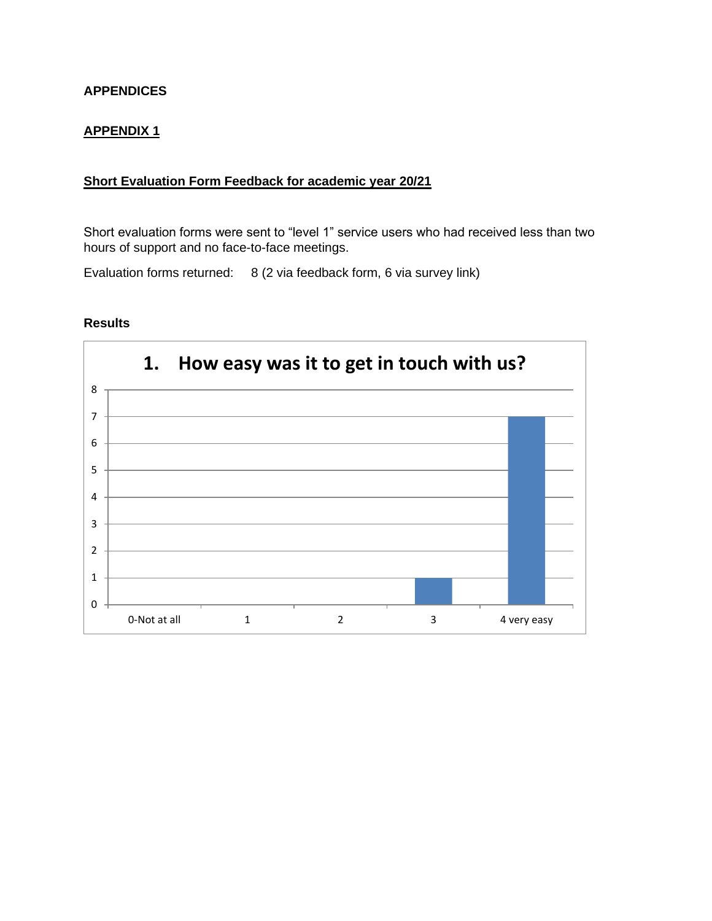**APPENDICES**

## APPENDIX 1

### Short Evaluation Form Feedback for academic year 20/21

Short evaluation forms were sent to “level 1” service users who had received less than two hours of support and no face-to-face meetings.

Evaluation forms returned: 8 (2 via feedback form, 6 via survey link)

**Results**

**1. How easy was it to get in touch with us?**

| Response | Count |
| --- | --- |
| 0-Not at all | 0 |
| 1 | 0 |
| 2 | 0 |
| 3 | 1 |
| 4 very easy | 7 |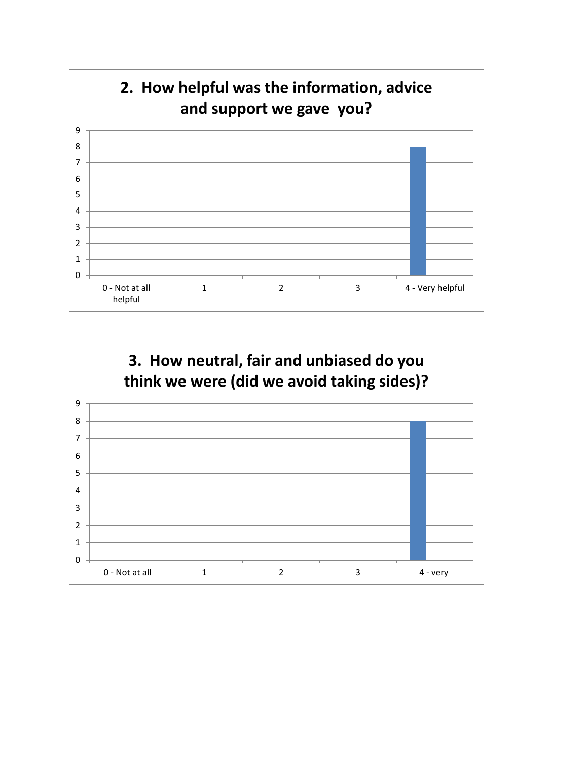## 2. How helpful was the information, advice and support we gave you?

| Response | Count |
|---|---|
| 0 - Not at all helpful | 0 |
| 1 | 0 |
| 2 | 0 |
| 3 | 0 |
| 4 - Very helpful | 8 |

## 3. How neutral, fair and unbiased do you think we were (did we avoid taking sides)?

| Response | Count |
|---|---|
| 0 - Not at all | 0 |
| 1 | 0 |
| 2 | 0 |
| 3 | 0 |
| 4 - very | 8 |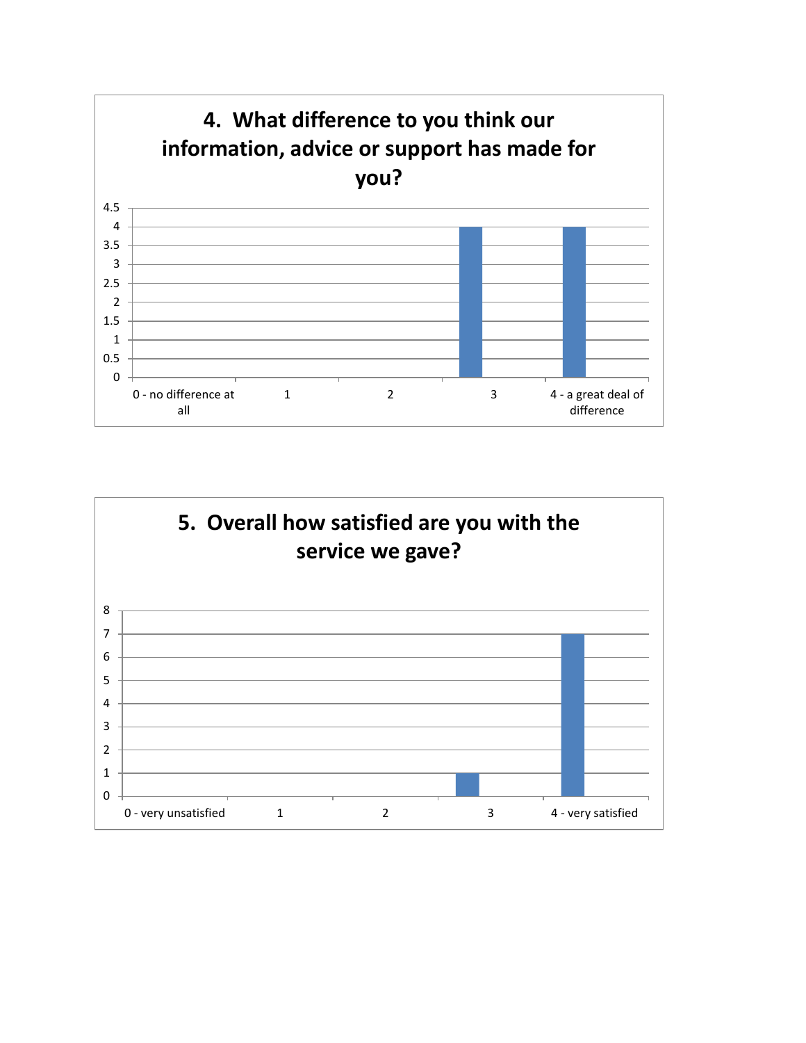## 4. What difference to you think our information, advice or support has made for you?

| Response | Count |
|---|---|
| 0 - no difference at all | 0 |
| 1 | 0 |
| 2 | 0 |
| 3 | 4 |
| 4 - a great deal of difference | 4 |

## 5. Overall how satisfied are you with the service we gave?

| Response | Count |
|---|---|
| 0 - very unsatisfied | 0 |
| 1 | 0 |
| 2 | 0 |
| 3 | 1 |
| 4 - very satisfied | 7 |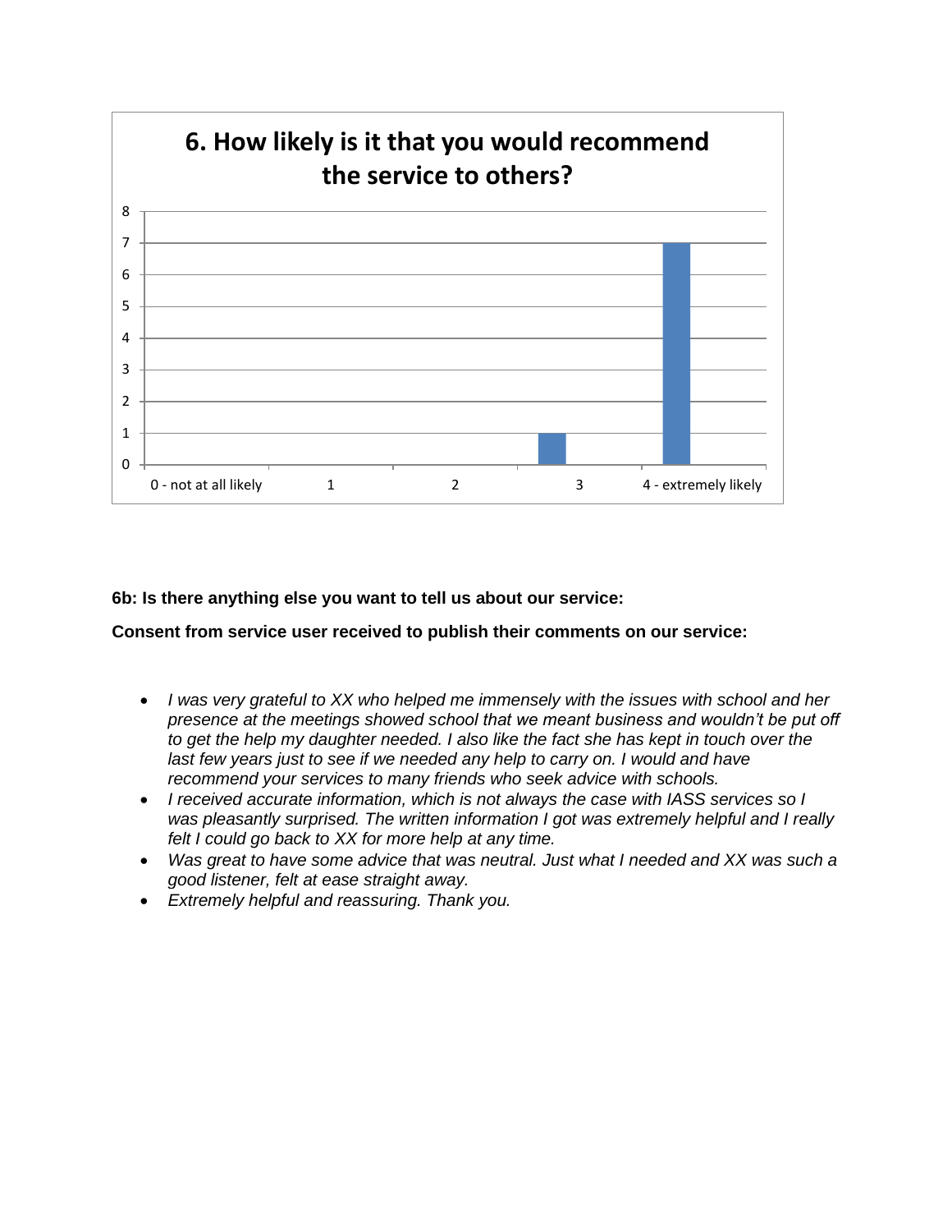## 6. How likely is it that you would recommend the service to others?

| Response | Count |
|---|---|
| 0 - not at all likely | 0 |
| 1 | 0 |
| 2 | 0 |
| 3 | 1 |
| 4 - extremely likely | 7 |

**6b: Is there anything else you want to tell us about our service:**

**Consent from service user received to publish their comments on our service:**

- *I was very grateful to XX who helped me immensely with the issues with school and her presence at the meetings showed school that we meant business and wouldn't be put off to get the help my daughter needed. I also like the fact she has kept in touch over the last few years just to see if we needed any help to carry on. I would and have recommend your services to many friends who seek advice with schools.*
- *I received accurate information, which is not always the case with IASS services so I was pleasantly surprised. The written information I got was extremely helpful and I really felt I could go back to XX for more help at any time.*
- *Was great to have some advice that was neutral. Just what I needed and XX was such a good listener, felt at ease straight away.*
- *Extremely helpful and reassuring. Thank you.*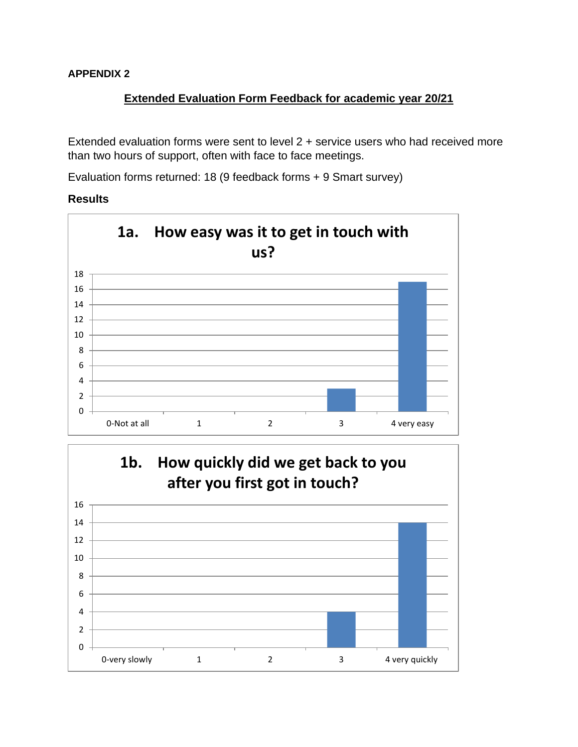**APPENDIX 2**

## Extended Evaluation Form Feedback for academic year 20/21

Extended evaluation forms were sent to level 2 + service users who had received more than two hours of support, often with face to face meetings.

Evaluation forms returned: 18 (9 feedback forms + 9 Smart survey)

**Results**

**1a. How easy was it to get in touch with us?**

| 0-Not at all | 1 | 2 | 3 | 4 very easy |
|---|---|---|---|---|
| 0 | 0 | 0 | 3 | 17 |

**1b. How quickly did we get back to you after you first got in touch?**

| 0-very slowly | 1 | 2 | 3 | 4 very quickly |
|---|---|---|---|---|
| 0 | 0 | 0 | 4 | 14 |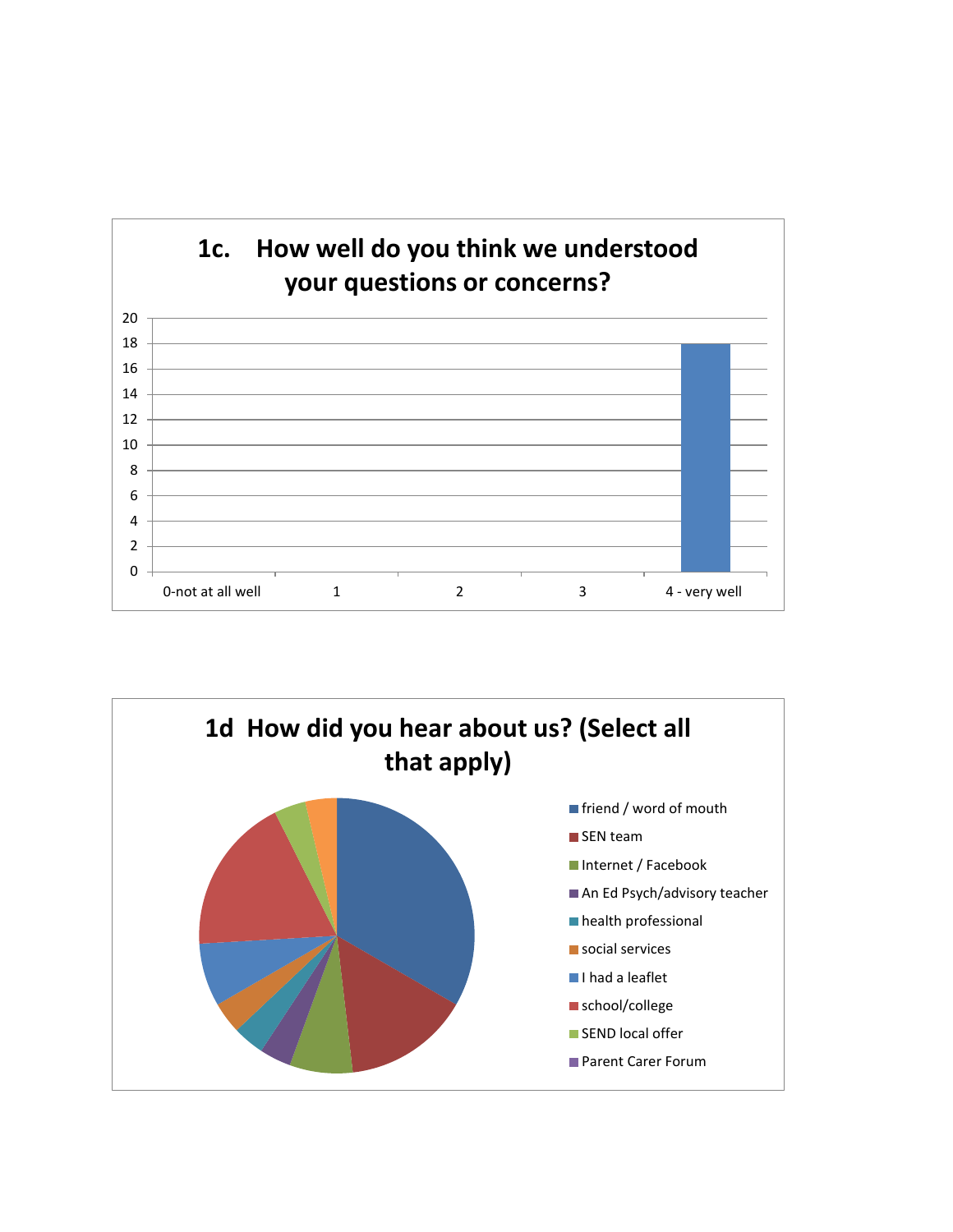## 1c. How well do you think we understood your questions or concerns?

20
18
16
14
12
10
8
6
4
2
0

0-not at all well | 1 | 2 | 3 | 4 - very well

## 1d How did you hear about us? (Select all that apply)

- friend / word of mouth
- SEN team
- Internet / Facebook
- An Ed Psych/advisory teacher
- health professional
- social services
- I had a leaflet
- school/college
- SEND local offer
- Parent Carer Forum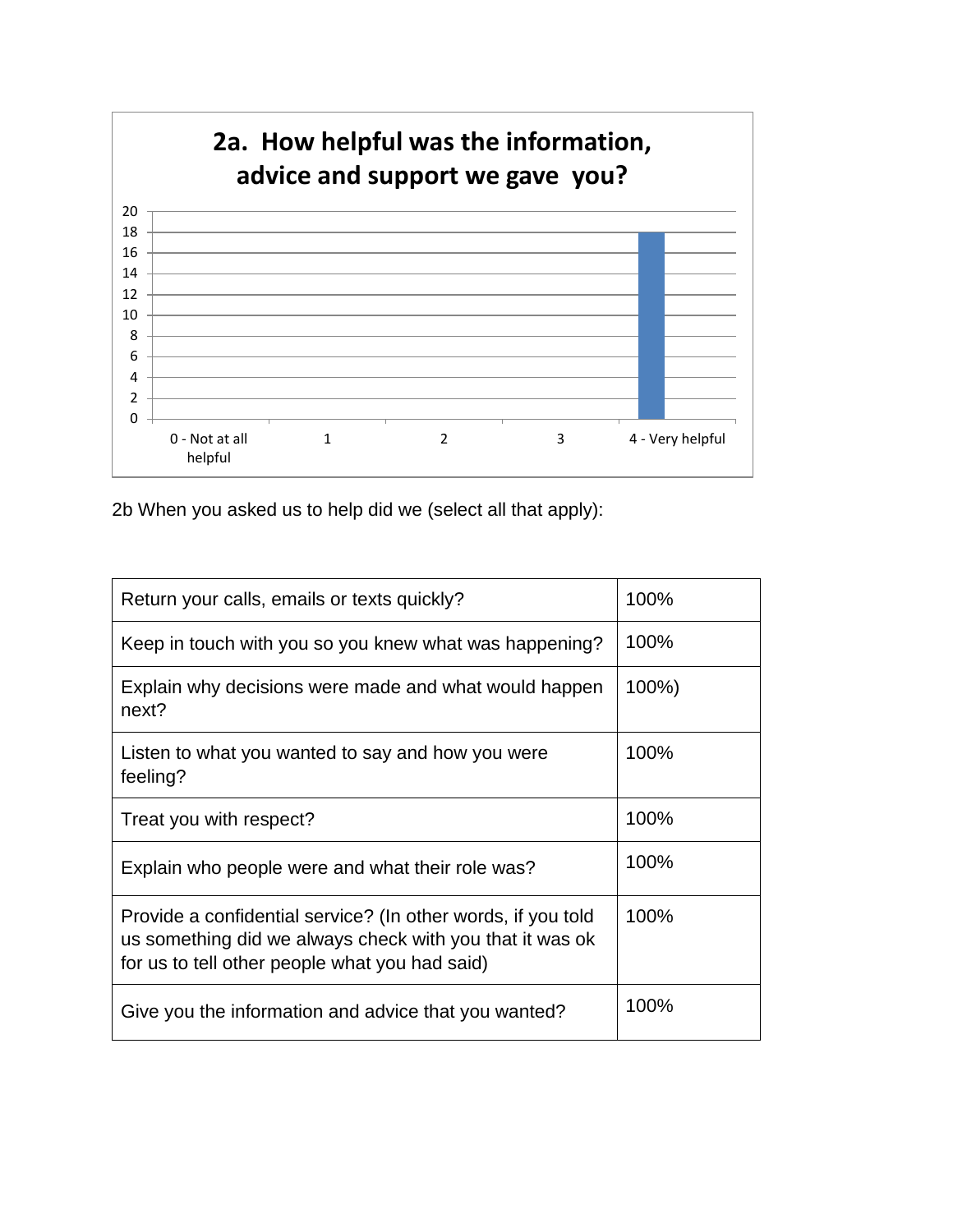**2a. How helpful was the information, advice and support we gave you?**

| Response | Count |
|---|---|
| 0 - Not at all helpful | 0 |
| 1 | 0 |
| 2 | 0 |
| 3 | 0 |
| 4 - Very helpful | 18 |

2b When you asked us to help did we (select all that apply):

| Question | Response |
|---|---|
| Return your calls, emails or texts quickly? | 100% |
| Keep in touch with you so you knew what was happening? | 100% |
| Explain why decisions were made and what would happen next? | 100%) |
| Listen to what you wanted to say and how you were feeling? | 100% |
| Treat you with respect? | 100% |
| Explain who people were and what their role was? | 100% |
| Provide a confidential service? (In other words, if you told us something did we always check with you that it was ok for us to tell other people what you had said) | 100% |
| Give you the information and advice that you wanted? | 100% |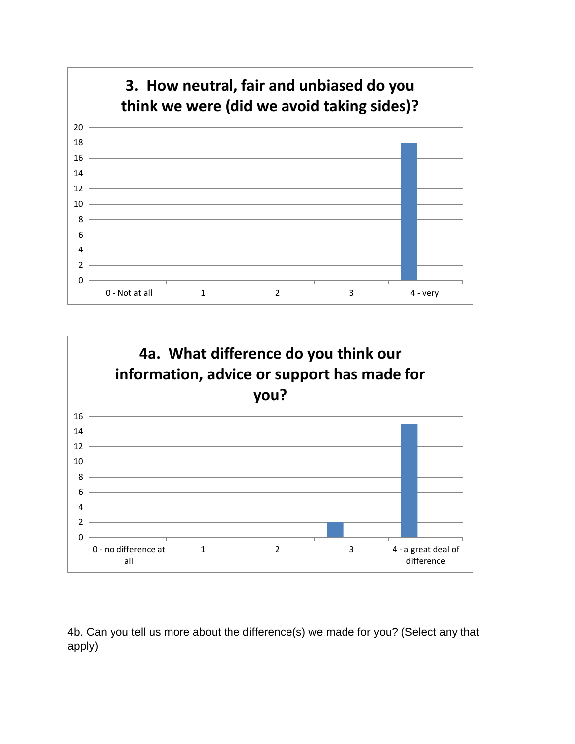**3. How neutral, fair and unbiased do you think we were (did we avoid taking sides)?**

| Response | Count |
|---|---|
| 0 - Not at all | 0 |
| 1 | 0 |
| 2 | 0 |
| 3 | 0 |
| 4 - very | 18 |

**4a. What difference do you think our information, advice or support has made for you?**

| Response | Count |
|---|---|
| 0 - no difference at all | 0 |
| 1 | 0 |
| 2 | 0 |
| 3 | 2 |
| 4 - a great deal of difference | 15 |

4b. Can you tell us more about the difference(s) we made for you? (Select any that apply)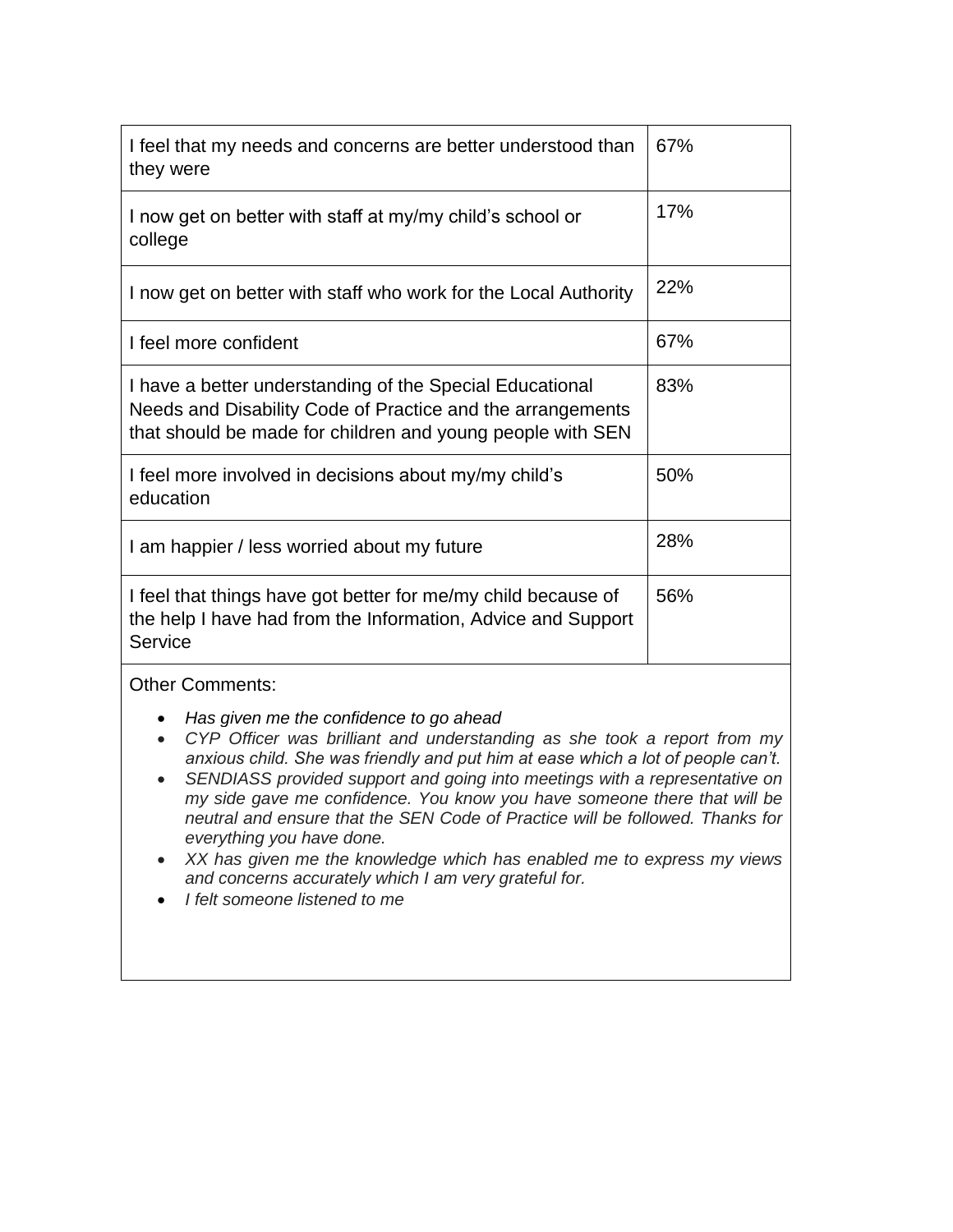| | |
|---|---|
| I feel that my needs and concerns are better understood than they were | 67% |
| I now get on better with staff at my/my child's school or college | 17% |
| I now get on better with staff who work for the Local Authority | 22% |
| I feel more confident | 67% |
| I have a better understanding of the Special Educational Needs and Disability Code of Practice and the arrangements that should be made for children and young people with SEN | 83% |
| I feel more involved in decisions about my/my child's education | 50% |
| I am happier / less worried about my future | 28% |
| I feel that things have got better for me/my child because of the help I have had from the Information, Advice and Support Service | 56% |

Other Comments:

- *Has given me the confidence to go ahead*
- *CYP Officer was brilliant and understanding as she took a report from my anxious child. She was friendly and put him at ease which a lot of people can't.*
- *SENDIASS provided support and going into meetings with a representative on my side gave me confidence. You know you have someone there that will be neutral and ensure that the SEN Code of Practice will be followed. Thanks for everything you have done.*
- *XX has given me the knowledge which has enabled me to express my views and concerns accurately which I am very grateful for.*
- *I felt someone listened to me*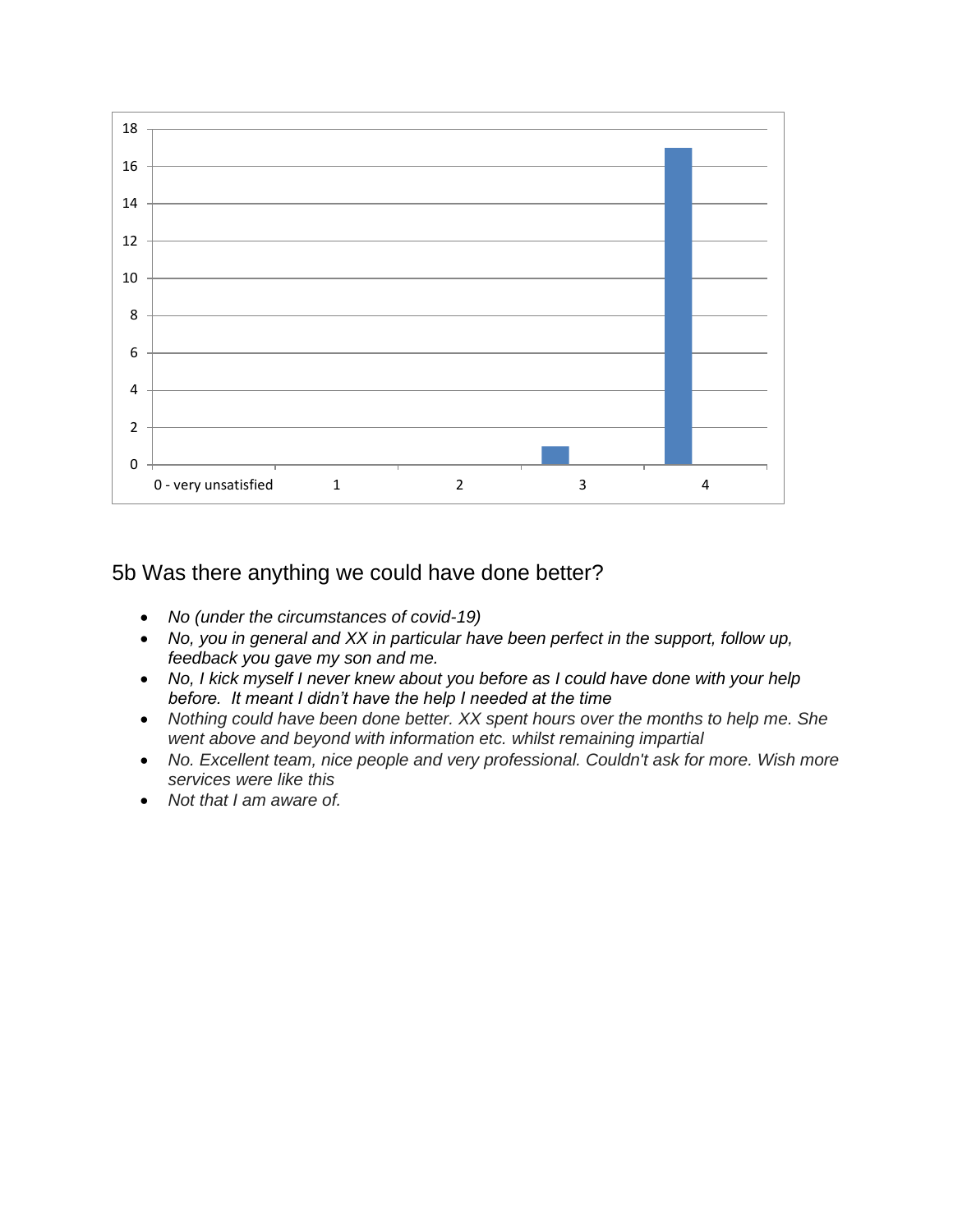## 5b Was there anything we could have done better?

- *No (under the circumstances of covid-19)*
- *No, you in general and XX in particular have been perfect in the support, follow up, feedback you gave my son and me.*
- *No, I kick myself I never knew about you before as I could have done with your help before. It meant I didn't have the help I needed at the time*
- *Nothing could have been done better. XX spent hours over the months to help me. She went above and beyond with information etc. whilst remaining impartial*
- *No. Excellent team, nice people and very professional. Couldn't ask for more. Wish more services were like this*
- *Not that I am aware of.*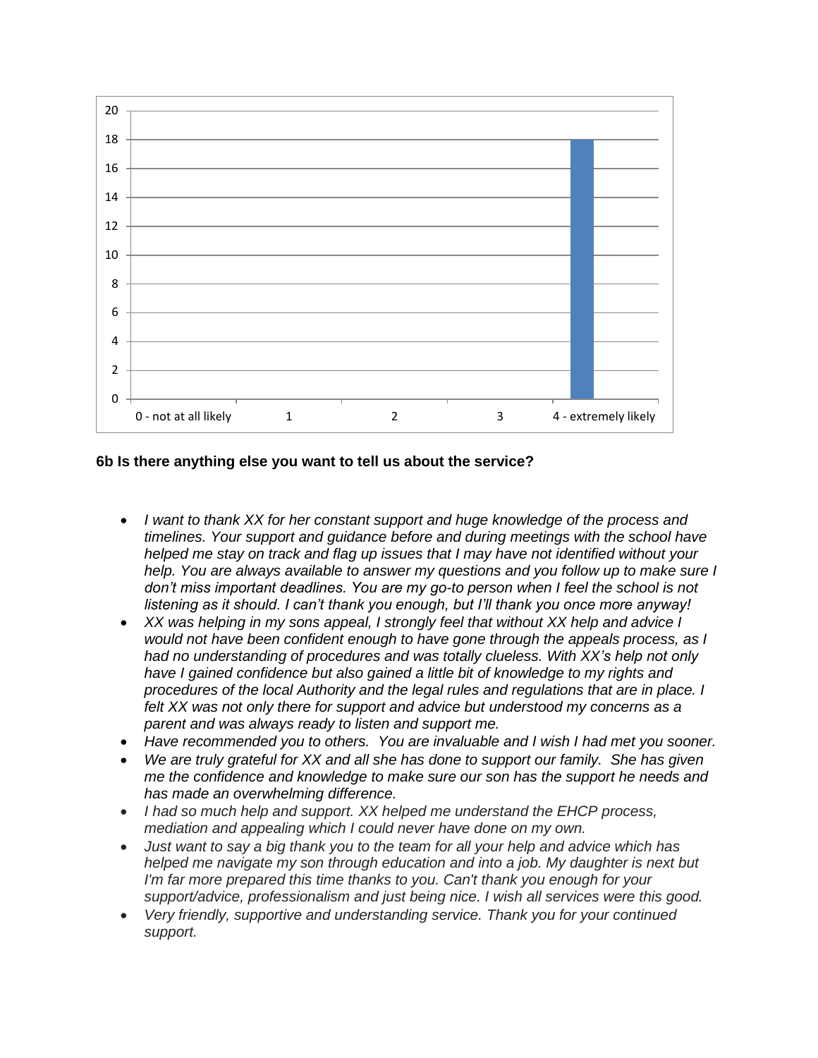| Response | Count |
| --- | --- |
| 0 - not at all likely | 0 |
| 1 | 0 |
| 2 | 0 |
| 3 | 0 |
| 4 - extremely likely | 18 |

**6b Is there anything else you want to tell us about the service?**

- *I want to thank XX for her constant support and huge knowledge of the process and timelines. Your support and guidance before and during meetings with the school have helped me stay on track and flag up issues that I may have not identified without your help. You are always available to answer my questions and you follow up to make sure I don't miss important deadlines. You are my go-to person when I feel the school is not listening as it should. I can't thank you enough, but I'll thank you once more anyway!*
- *XX was helping in my sons appeal, I strongly feel that without XX help and advice I would not have been confident enough to have gone through the appeals process, as I had no understanding of procedures and was totally clueless. With XX's help not only have I gained confidence but also gained a little bit of knowledge to my rights and procedures of the local Authority and the legal rules and regulations that are in place. I felt XX was not only there for support and advice but understood my concerns as a parent and was always ready to listen and support me.*
- *Have recommended you to others. You are invaluable and I wish I had met you sooner.*
- *We are truly grateful for XX and all she has done to support our family. She has given me the confidence and knowledge to make sure our son has the support he needs and has made an overwhelming difference.*
- *I had so much help and support. XX helped me understand the EHCP process, mediation and appealing which I could never have done on my own.*
- *Just want to say a big thank you to the team for all your help and advice which has helped me navigate my son through education and into a job. My daughter is next but I'm far more prepared this time thanks to you. Can't thank you enough for your support/advice, professionalism and just being nice. I wish all services were this good.*
- *Very friendly, supportive and understanding service. Thank you for your continued support.*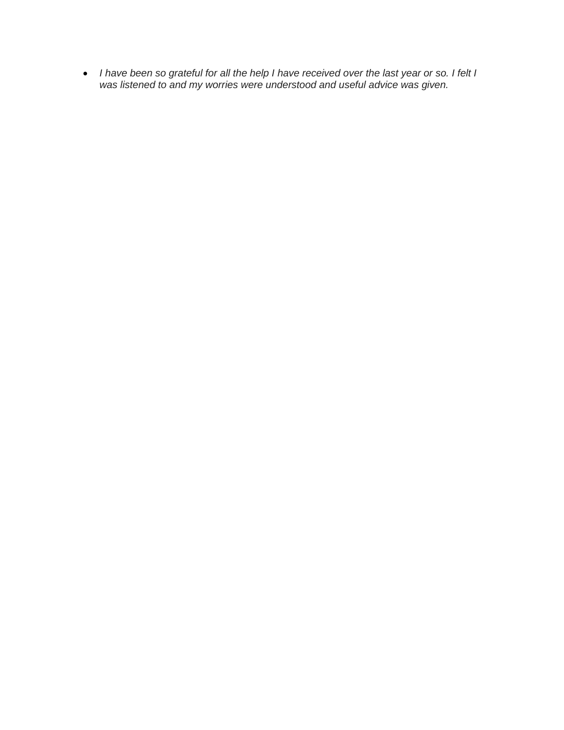- *I have been so grateful for all the help I have received over the last year or so. I felt I was listened to and my worries were understood and useful advice was given.*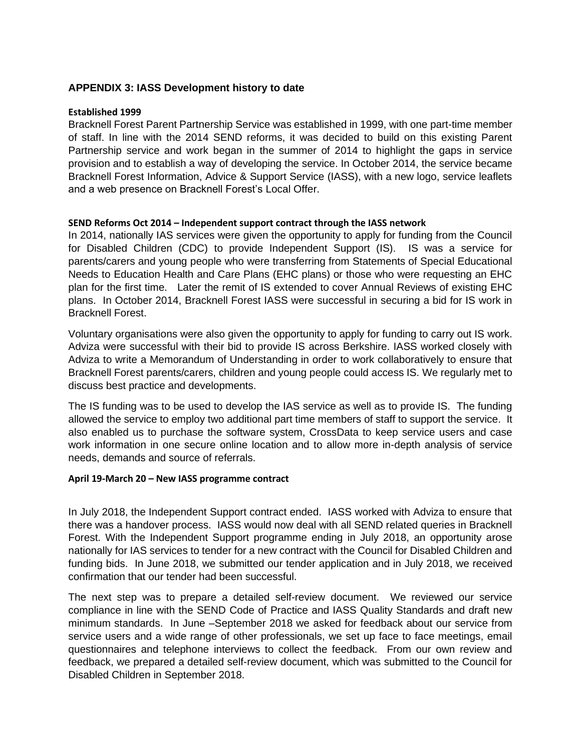## APPENDIX 3: IASS Development history to date

**Established 1999**

Bracknell Forest Parent Partnership Service was established in 1999, with one part-time member of staff. In line with the 2014 SEND reforms, it was decided to build on this existing Parent Partnership service and work began in the summer of 2014 to highlight the gaps in service provision and to establish a way of developing the service. In October 2014, the service became Bracknell Forest Information, Advice & Support Service (IASS), with a new logo, service leaflets and a web presence on Bracknell Forest's Local Offer.

**SEND Reforms Oct 2014 – Independent support contract through the IASS network**

In 2014, nationally IAS services were given the opportunity to apply for funding from the Council for Disabled Children (CDC) to provide Independent Support (IS). IS was a service for parents/carers and young people who were transferring from Statements of Special Educational Needs to Education Health and Care Plans (EHC plans) or those who were requesting an EHC plan for the first time. Later the remit of IS extended to cover Annual Reviews of existing EHC plans. In October 2014, Bracknell Forest IASS were successful in securing a bid for IS work in Bracknell Forest.

Voluntary organisations were also given the opportunity to apply for funding to carry out IS work. Adviza were successful with their bid to provide IS across Berkshire. IASS worked closely with Adviza to write a Memorandum of Understanding in order to work collaboratively to ensure that Bracknell Forest parents/carers, children and young people could access IS. We regularly met to discuss best practice and developments.

The IS funding was to be used to develop the IAS service as well as to provide IS. The funding allowed the service to employ two additional part time members of staff to support the service. It also enabled us to purchase the software system, CrossData to keep service users and case work information in one secure online location and to allow more in-depth analysis of service needs, demands and source of referrals.

**April 19-March 20 – New IASS programme contract**

In July 2018, the Independent Support contract ended. IASS worked with Adviza to ensure that there was a handover process. IASS would now deal with all SEND related queries in Bracknell Forest. With the Independent Support programme ending in July 2018, an opportunity arose nationally for IAS services to tender for a new contract with the Council for Disabled Children and funding bids. In June 2018, we submitted our tender application and in July 2018, we received confirmation that our tender had been successful.

The next step was to prepare a detailed self-review document. We reviewed our service compliance in line with the SEND Code of Practice and IASS Quality Standards and draft new minimum standards. In June –September 2018 we asked for feedback about our service from service users and a wide range of other professionals, we set up face to face meetings, email questionnaires and telephone interviews to collect the feedback. From our own review and feedback, we prepared a detailed self-review document, which was submitted to the Council for Disabled Children in September 2018.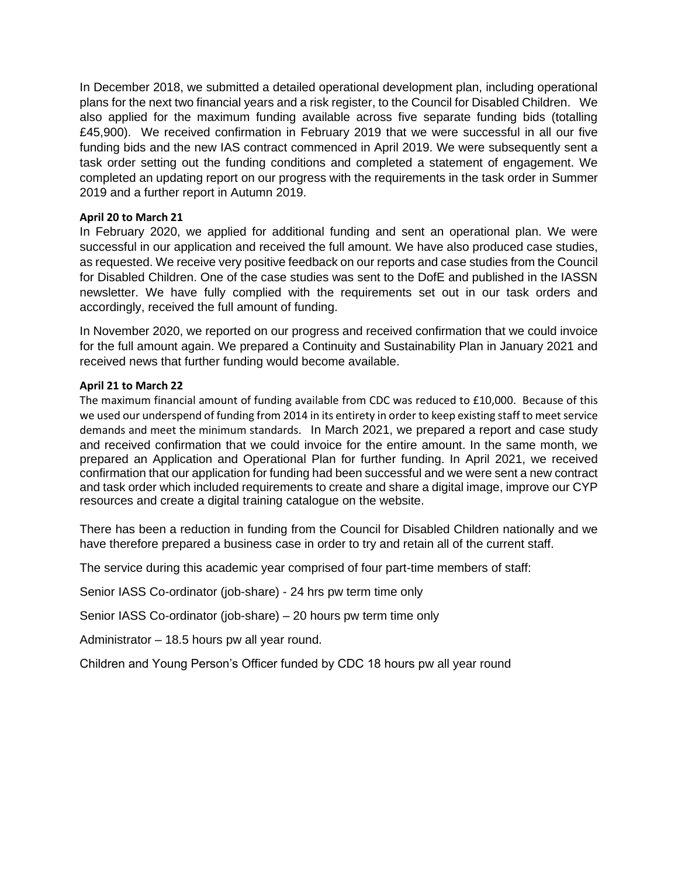In December 2018, we submitted a detailed operational development plan, including operational plans for the next two financial years and a risk register, to the Council for Disabled Children. We also applied for the maximum funding available across five separate funding bids (totalling £45,900). We received confirmation in February 2019 that we were successful in all our five funding bids and the new IAS contract commenced in April 2019. We were subsequently sent a task order setting out the funding conditions and completed a statement of engagement. We completed an updating report on our progress with the requirements in the task order in Summer 2019 and a further report in Autumn 2019.

**April 20 to March 21**

In February 2020, we applied for additional funding and sent an operational plan. We were successful in our application and received the full amount. We have also produced case studies, as requested. We receive very positive feedback on our reports and case studies from the Council for Disabled Children. One of the case studies was sent to the DofE and published in the IASSN newsletter. We have fully complied with the requirements set out in our task orders and accordingly, received the full amount of funding.

In November 2020, we reported on our progress and received confirmation that we could invoice for the full amount again. We prepared a Continuity and Sustainability Plan in January 2021 and received news that further funding would become available.

**April 21 to March 22**

The maximum financial amount of funding available from CDC was reduced to £10,000. Because of this we used our underspend of funding from 2014 in its entirety in order to keep existing staff to meet service demands and meet the minimum standards. In March 2021, we prepared a report and case study and received confirmation that we could invoice for the entire amount. In the same month, we prepared an Application and Operational Plan for further funding. In April 2021, we received confirmation that our application for funding had been successful and we were sent a new contract and task order which included requirements to create and share a digital image, improve our CYP resources and create a digital training catalogue on the website.

There has been a reduction in funding from the Council for Disabled Children nationally and we have therefore prepared a business case in order to try and retain all of the current staff.

The service during this academic year comprised of four part-time members of staff:

Senior IASS Co-ordinator (job-share) - 24 hrs pw term time only

Senior IASS Co-ordinator (job-share) – 20 hours pw term time only

Administrator – 18.5 hours pw all year round.

Children and Young Person's Officer funded by CDC 18 hours pw all year round